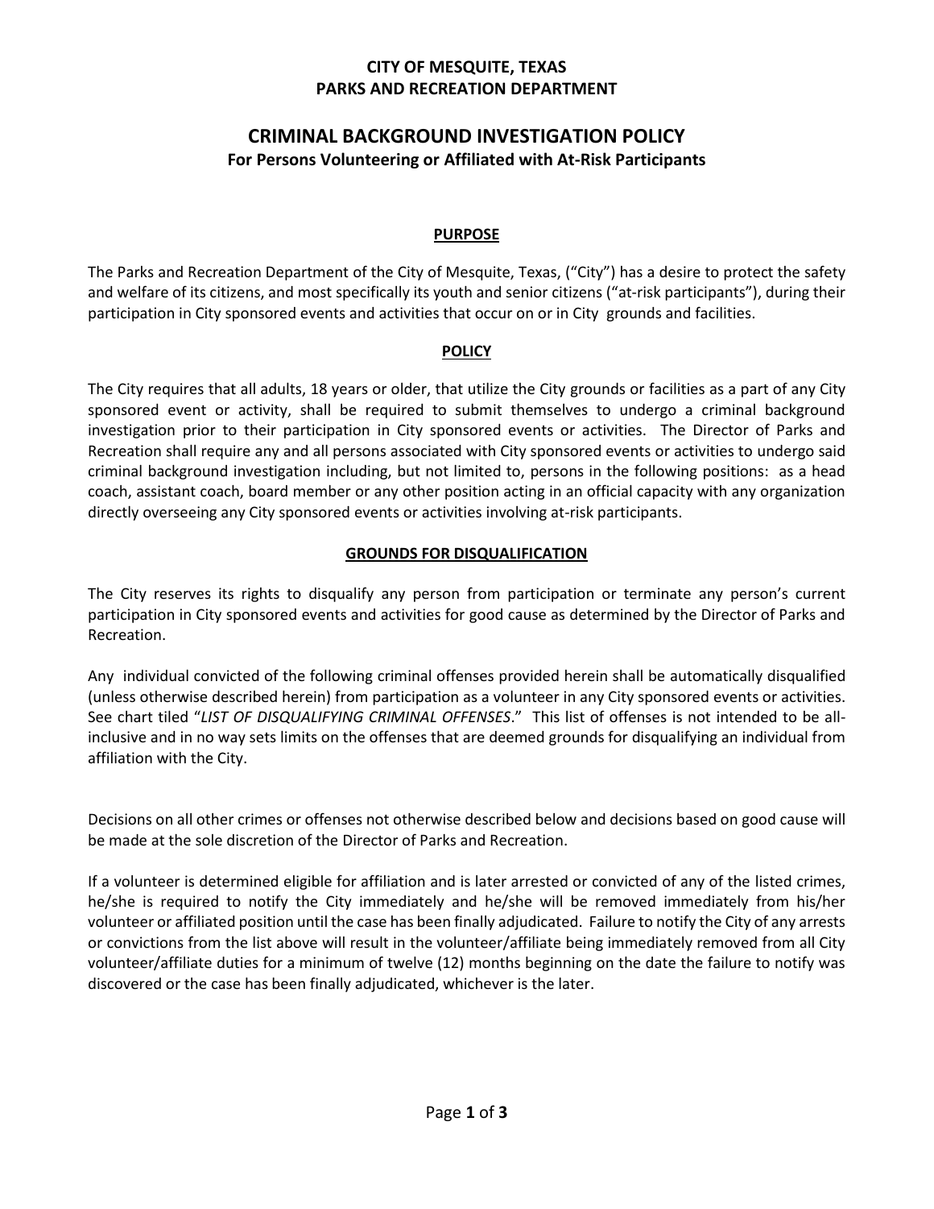**CITY OF MESQUITE, TEXAS**
**PARKS AND RECREATION DEPARTMENT**

# CRIMINAL BACKGROUND INVESTIGATION POLICY

**For Persons Volunteering or Affiliated with At-Risk Participants**

## PURPOSE

The Parks and Recreation Department of the City of Mesquite, Texas, ("City") has a desire to protect the safety and welfare of its citizens, and most specifically its youth and senior citizens ("at-risk participants"), during their participation in City sponsored events and activities that occur on or in City grounds and facilities.

## POLICY

The City requires that all adults, 18 years or older, that utilize the City grounds or facilities as a part of any City sponsored event or activity, shall be required to submit themselves to undergo a criminal background investigation prior to their participation in City sponsored events or activities. The Director of Parks and Recreation shall require any and all persons associated with City sponsored events or activities to undergo said criminal background investigation including, but not limited to, persons in the following positions: as a head coach, assistant coach, board member or any other position acting in an official capacity with any organization directly overseeing any City sponsored events or activities involving at-risk participants.

## GROUNDS FOR DISQUALIFICATION

The City reserves its rights to disqualify any person from participation or terminate any person's current participation in City sponsored events and activities for good cause as determined by the Director of Parks and Recreation.

Any individual convicted of the following criminal offenses provided herein shall be automatically disqualified (unless otherwise described herein) from participation as a volunteer in any City sponsored events or activities. See chart tiled "*LIST OF DISQUALIFYING CRIMINAL OFFENSES*." This list of offenses is not intended to be all-inclusive and in no way sets limits on the offenses that are deemed grounds for disqualifying an individual from affiliation with the City.

Decisions on all other crimes or offenses not otherwise described below and decisions based on good cause will be made at the sole discretion of the Director of Parks and Recreation.

If a volunteer is determined eligible for affiliation and is later arrested or convicted of any of the listed crimes, he/she is required to notify the City immediately and he/she will be removed immediately from his/her volunteer or affiliated position until the case has been finally adjudicated. Failure to notify the City of any arrests or convictions from the list above will result in the volunteer/affiliate being immediately removed from all City volunteer/affiliate duties for a minimum of twelve (12) months beginning on the date the failure to notify was discovered or the case has been finally adjudicated, whichever is the later.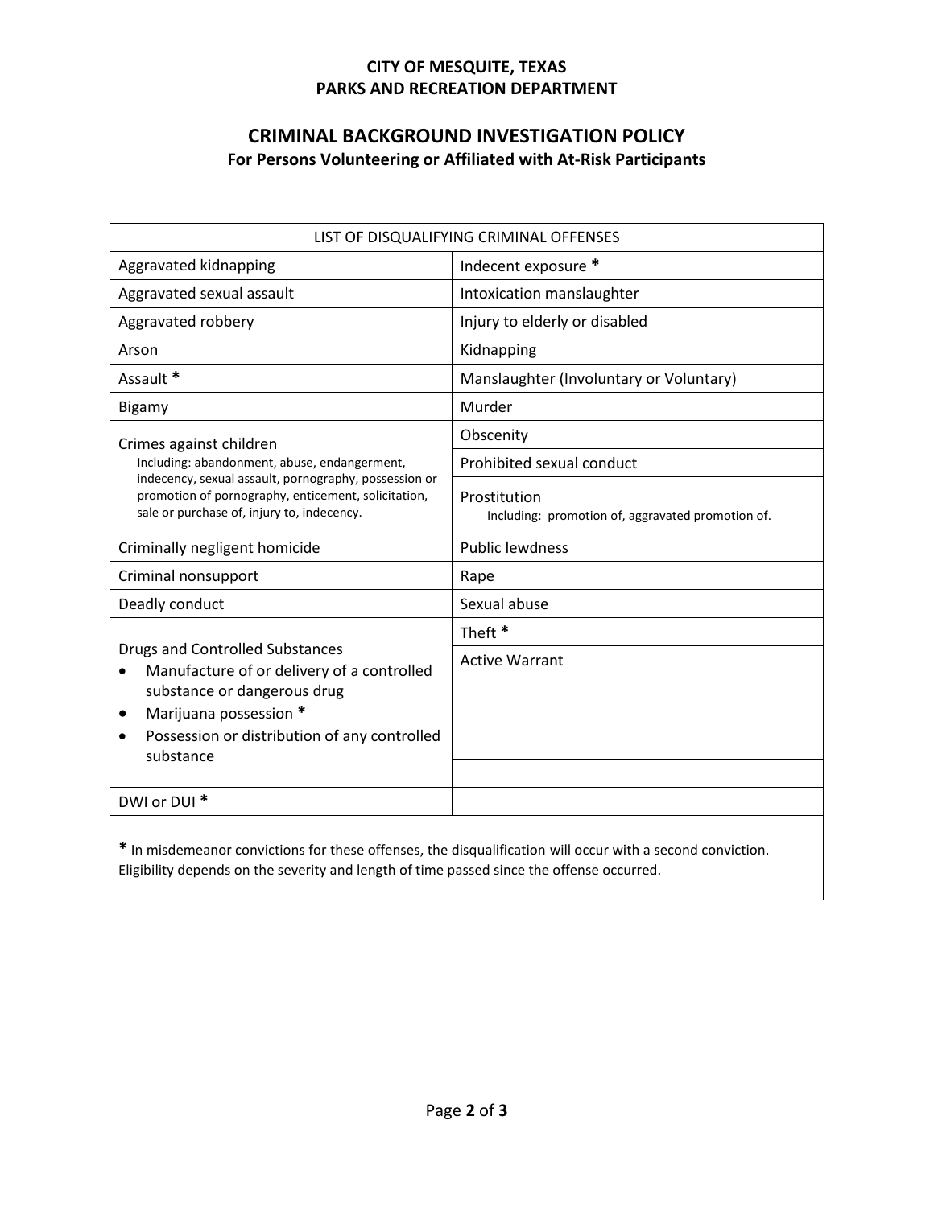**CITY OF MESQUITE, TEXAS**
**PARKS AND RECREATION DEPARTMENT**

## CRITERIA BACKGROUND INVESTIGATION POLICY

**CITY OF MESQUITE, TEXAS**
**PARKS AND RECREATION DEPARTMENT**

## CRIMINAL BACKGROUND INVESTIGATION POLICY

### For Persons Volunteering or Affiliated with At-Risk Participants

| LIST OF DISQUALIFYING CRIMINAL OFFENSES | |
|---|---|
| Aggravated kidnapping | Indecent exposure * |
| Aggravated sexual assault | Intoxication manslaughter |
| Aggravated robbery | Injury to elderly or disabled |
| Arson | Kidnapping |
| Assault * | Manslaughter (Involuntary or Voluntary) |
| Bigamy | Murder |
| Crimes against children<br>Including: abandonment, abuse, endangerment, indecency, sexual assault, pornography, possession or promotion of pornography, enticement, solicitation, sale or purchase of, injury to, indecency. | Obscenity<br>Prohibited sexual conduct<br>Prostitution<br>Including: promotion of, aggravated promotion of. |
| Criminally negligent homicide | Public lewdness |
| Criminal nonsupport | Rape |
| Deadly conduct | Sexual abuse |
| Drugs and Controlled Substances<br>• Manufacture of or delivery of a controlled substance or dangerous drug<br>• Marijuana possession *<br>• Possession or distribution of any controlled substance | Theft *<br>Active Warrant |
| DWI or DUI * | |

**\*** In misdemeanor convictions for these offenses, the disqualification will occur with a second conviction. Eligibility depends on the severity and length of time passed since the offense occurred.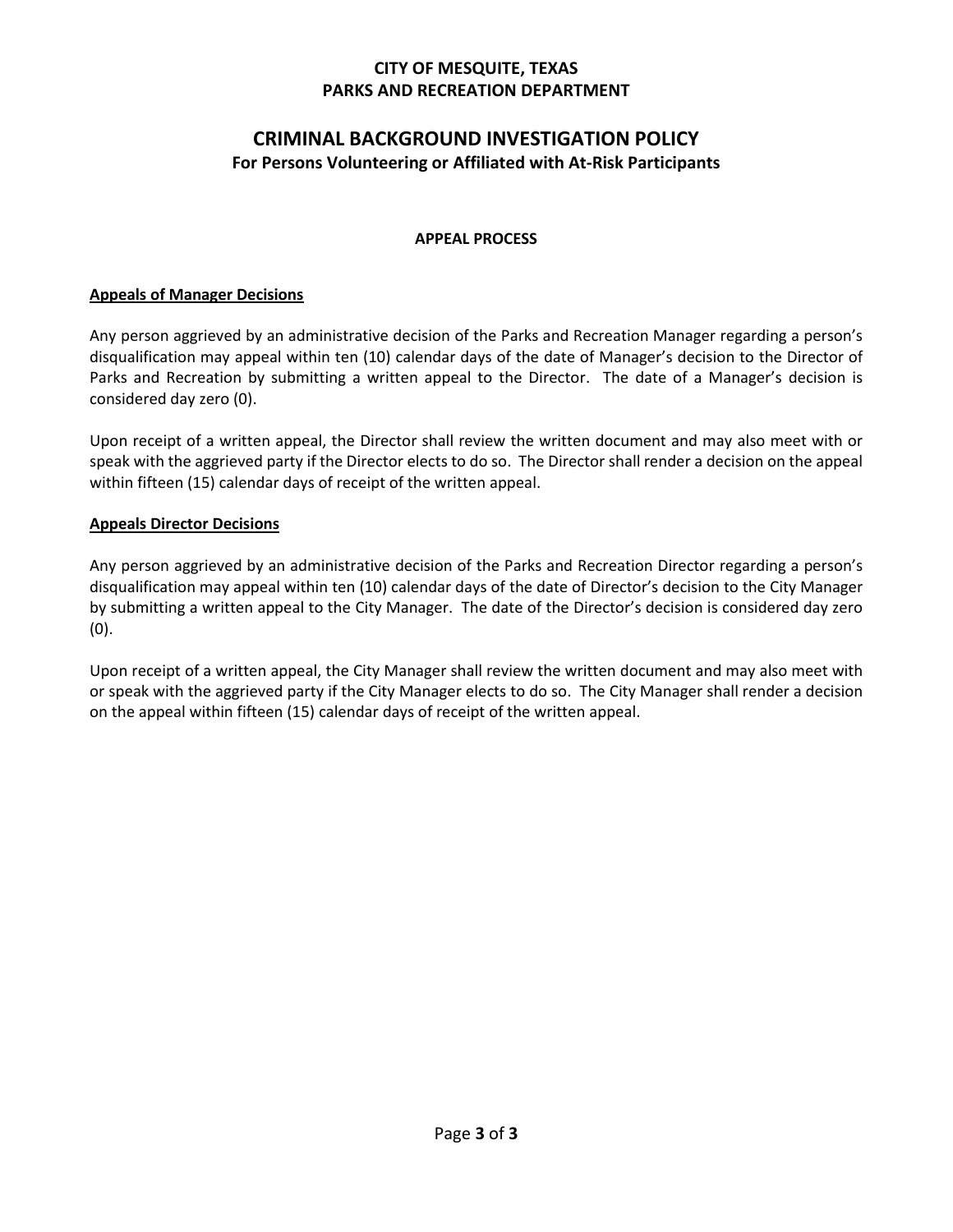**CITY OF MESQUITE, TEXAS**
**PARKS AND RECREATION DEPARTMENT**

# CRIMINAL BACKGROUND INVESTIGATION POLICY

**For Persons Volunteering or Affiliated with At-Risk Participants**

## APPEAL PROCESS

### Appeals of Manager Decisions

Any person aggrieved by an administrative decision of the Parks and Recreation Manager regarding a person's disqualification may appeal within ten (10) calendar days of the date of Manager's decision to the Director of Parks and Recreation by submitting a written appeal to the Director. The date of a Manager's decision is considered day zero (0).

Upon receipt of a written appeal, the Director shall review the written document and may also meet with or speak with the aggrieved party if the Director elects to do so. The Director shall render a decision on the appeal within fifteen (15) calendar days of receipt of the written appeal.

### Appeals Director Decisions

Any person aggrieved by an administrative decision of the Parks and Recreation Director regarding a person's disqualification may appeal within ten (10) calendar days of the date of Director's decision to the City Manager by submitting a written appeal to the City Manager. The date of the Director's decision is considered day zero (0).

Upon receipt of a written appeal, the City Manager shall review the written document and may also meet with or speak with the aggrieved party if the City Manager elects to do so. The City Manager shall render a decision on the appeal within fifteen (15) calendar days of receipt of the written appeal.